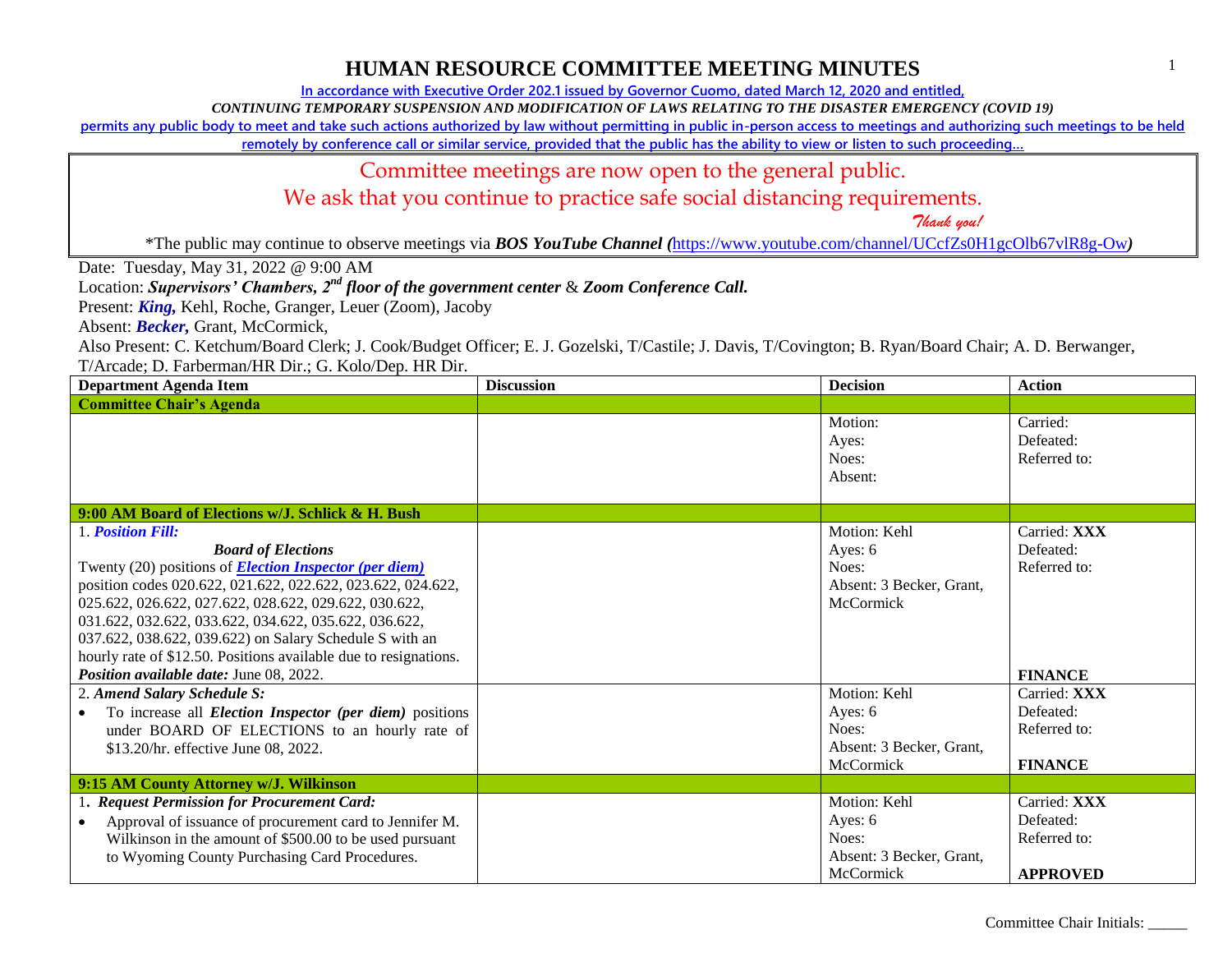# HUMAN RESOURCE COMMITTEE MEETING MINUTES

In accordance with Executive Order 202.1 issued by Governor Cuomo, dated March 12, 2020 and entitled,

*CONTINUING TEMPORARY SUSPENSION AND MODIFICATION OF LAWS RELATING TO THE DISASTER EMERGENCY (COVID 19)*

permits any public body to meet and take such actions authorized by law without permitting in public in-person access to meetings and authorizing such meetings to be held remotely by conference call or similar service, provided that the public has the ability to view or listen to such proceeding…

Committee meetings are now open to the general public.
We ask that you continue to practice safe social distancing requirements.
*Thank you!*

*The public may continue to observe meetings via ***BOS YouTube Channel (***https://www.youtube.com/channel/UCcfZs0H1gcOlb67vlR8g-Ow***)***

Date: Tuesday, May 31, 2022 @ 9:00 AM

Location: ***Supervisors' Chambers, 2nd floor of the government center*** & ***Zoom Conference Call.***

Present: ***King,*** Kehl, Roche, Granger, Leuer (Zoom), Jacoby

Absent: ***Becker,*** Grant, McCormick,

Also Present: C. Ketchum/Board Clerk; J. Cook/Budget Officer; E. J. Gozelski, T/Castile; J. Davis, T/Covington; B. Ryan/Board Chair; A. D. Berwanger, T/Arcade; D. Farberman/HR Dir.; G. Kolo/Dep. HR Dir.

| Department Agenda Item | Discussion | Decision | Action |
|---|---|---|---|
| **Committee Chair's Agenda** | | | |
| | | Motion:<br>Ayes:<br>Noes:<br>Absent: | Carried:<br>Defeated:<br>Referred to: |
| **9:00 AM Board of Elections w/J. Schlick & H. Bush** | | | |
| 1. ***Position Fill:***<br>***Board of Elections***<br>Twenty (20) positions of ***Election Inspector (per diem)*** position codes 020.622, 021.622, 022.622, 023.622, 024.622, 025.622, 026.622, 027.622, 028.622, 029.622, 030.622, 031.622, 032.622, 033.622, 034.622, 035.622, 036.622, 037.622, 038.622, 039.622) on Salary Schedule S with an hourly rate of $12.50. Positions available due to resignations.<br>***Position available date:*** June 08, 2022. | | Motion: Kehl<br>Ayes: 6<br>Noes:<br>Absent: 3 Becker, Grant, McCormick | Carried: **XXX**<br>Defeated:<br>Referred to:<br>**FINANCE** |
| 2. ***Amend Salary Schedule S:***<br>• To increase all ***Election Inspector (per diem)*** positions under BOARD OF ELECTIONS to an hourly rate of $13.20/hr. effective June 08, 2022. | | Motion: Kehl<br>Ayes: 6<br>Noes:<br>Absent: 3 Becker, Grant, McCormick | Carried: **XXX**<br>Defeated:<br>Referred to:<br>**FINANCE** |
| **9:15 AM County Attorney w/J. Wilkinson** | | | |
| 1. ***Request Permission for Procurement Card:***<br>• Approval of issuance of procurement card to Jennifer M. Wilkinson in the amount of $500.00 to be used pursuant to Wyoming County Purchasing Card Procedures. | | Motion: Kehl<br>Ayes: 6<br>Noes:<br>Absent: 3 Becker, Grant, McCormick | Carried: **XXX**<br>Defeated:<br>Referred to:<br>**APPROVED** |

Committee Chair Initials: _____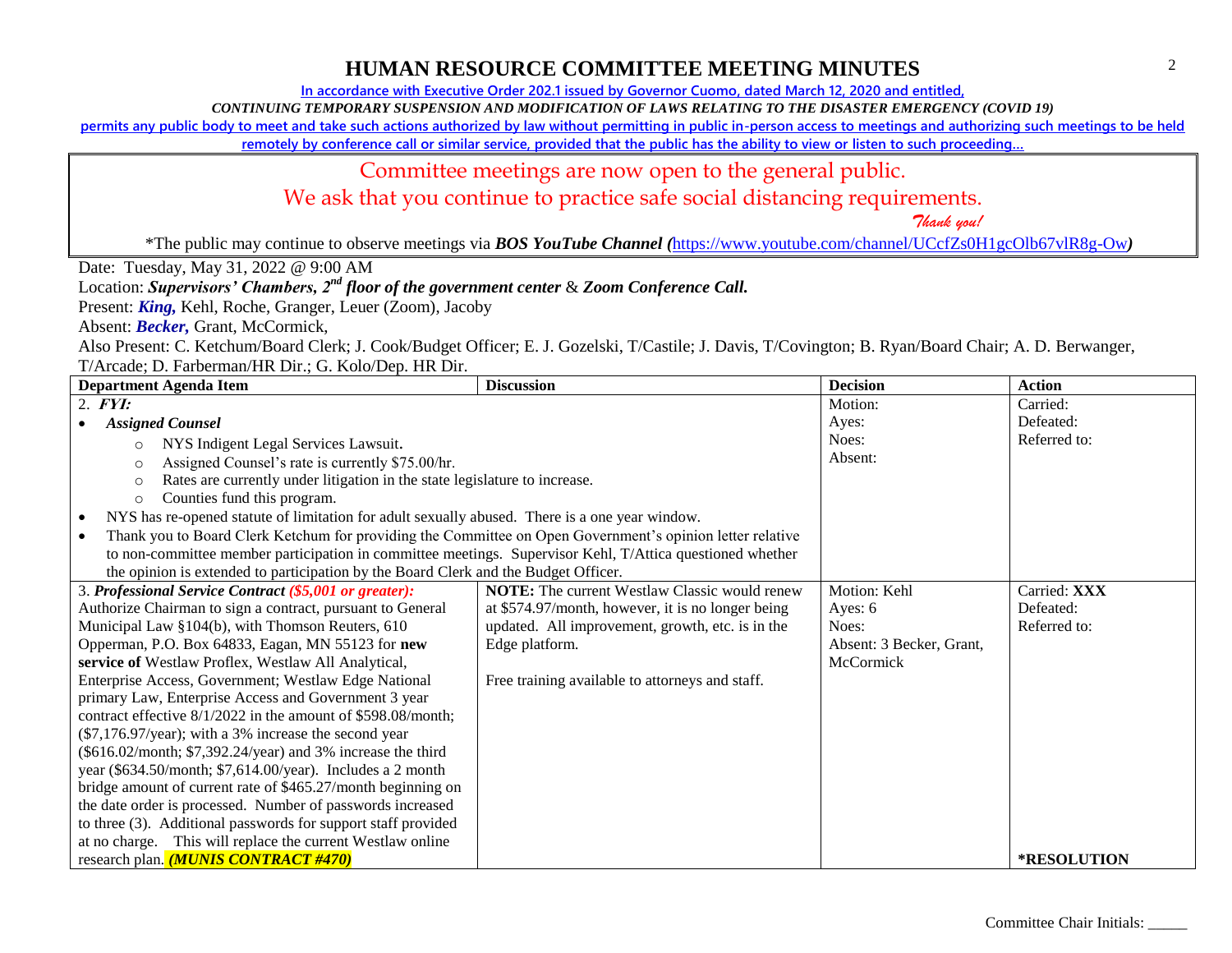# HUMAN RESOURCE COMMITTEE MEETING MINUTES

In accordance with Executive Order 202.1 issued by Governor Cuomo, dated March 12, 2020 and entitled,
*CONTINUING TEMPORARY SUSPENSION AND MODIFICATION OF LAWS RELATING TO THE DISASTER EMERGENCY (COVID 19)*
permits any public body to meet and take such actions authorized by law without permitting in public in-person access to meetings and authorizing such meetings to be held remotely by conference call or similar service, provided that the public has the ability to view or listen to such proceeding…

Committee meetings are now open to the general public.
We ask that you continue to practice safe social distancing requirements.
*Thank you!*

*The public may continue to observe meetings via ***BOS YouTube Channel (***https://www.youtube.com/channel/UCcfZs0H1gcOlb67vlR8g-Ow***)***

Date: Tuesday, May 31, 2022 @ 9:00 AM
Location: ***Supervisors' Chambers, 2nd floor of the government center*** & ***Zoom Conference Call.***
Present: ***King,*** Kehl, Roche, Granger, Leuer (Zoom), Jacoby
Absent: ***Becker,*** Grant, McCormick,
Also Present: C. Ketchum/Board Clerk; J. Cook/Budget Officer; E. J. Gozelski, T/Castile; J. Davis, T/Covington; B. Ryan/Board Chair; A. D. Berwanger, T/Arcade; D. Farberman/HR Dir.; G. Kolo/Dep. HR Dir.

| Department Agenda Item | Discussion | Decision | Action |
|---|---|---|---|
| 2. ***FYI:***<br>• ***Assigned Counsel***<br>  ○ NYS Indigent Legal Services Lawsuit.<br>  ○ Assigned Counsel's rate is currently $75.00/hr.<br>  ○ Rates are currently under litigation in the state legislature to increase.<br>  ○ Counties fund this program.<br>• NYS has re-opened statute of limitation for adult sexually abused. There is a one year window.<br>• Thank you to Board Clerk Ketchum for providing the Committee on Open Government's opinion letter relative to non-committee member participation in committee meetings. Supervisor Kehl, T/Attica questioned whether the opinion is extended to participation by the Board Clerk and the Budget Officer. | | Motion:<br>Ayes:<br>Noes:<br>Absent: | Carried:<br>Defeated:<br>Referred to: |
| 3. ***Professional Service Contract ($5,001 or greater):*** Authorize Chairman to sign a contract, pursuant to General Municipal Law §104(b), with Thomson Reuters, 610 Opperman, P.O. Box 64833, Eagan, MN 55123 for **new service of** Westlaw Proflex, Westlaw All Analytical, Enterprise Access, Government; Westlaw Edge National primary Law, Enterprise Access and Government 3 year contract effective 8/1/2022 in the amount of $598.08/month; ($7,176.97/year); with a 3% increase the second year ($616.02/month; $7,392.24/year) and 3% increase the third year ($634.50/month; $7,614.00/year). Includes a 2 month bridge amount of current rate of $465.27/month beginning on the date order is processed. Number of passwords increased to three (3). Additional passwords for support staff provided at no charge. This will replace the current Westlaw online research plan. ***(MUNIS CONTRACT #470)*** | **NOTE:** The current Westlaw Classic would renew at $574.97/month, however, it is no longer being updated. All improvement, growth, etc. is in the Edge platform.<br><br>Free training available to attorneys and staff. | Motion: Kehl<br>Ayes: 6<br>Noes:<br>Absent: 3 Becker, Grant, McCormick | Carried: **XXX**<br>Defeated:<br>Referred to:<br><br>***RESOLUTION** |

Committee Chair Initials: _____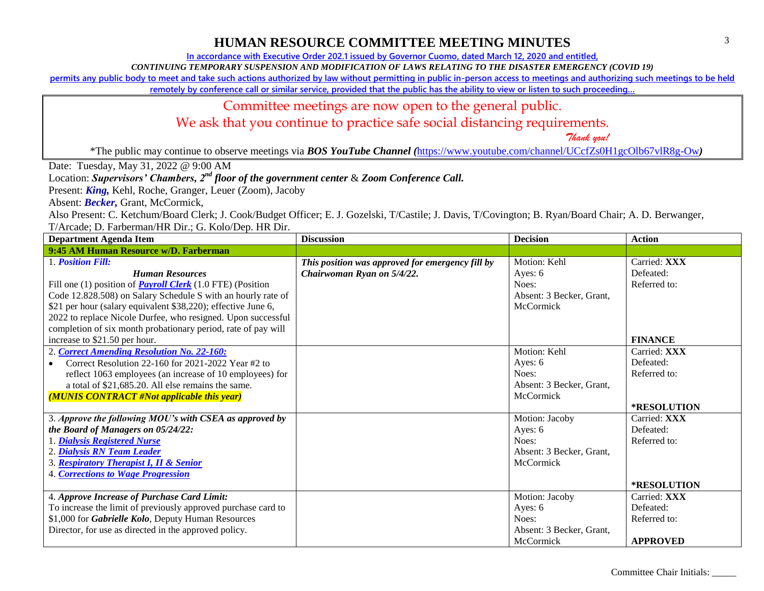# HUMAN RESOURCE COMMITTEE MEETING MINUTES

**In accordance with Executive Order 202.1 issued by Governor Cuomo, dated March 12, 2020 and entitled,**

***CONTINUING TEMPORARY SUSPENSION AND MODIFICATION OF LAWS RELATING TO THE DISASTER EMERGENCY (COVID 19)***

**permits any public body to meet and take such actions authorized by law without permitting in public in-person access to meetings and authorizing such meetings to be held remotely by conference call or similar service, provided that the public has the ability to view or listen to such proceeding…**

Committee meetings are now open to the general public.

We ask that you continue to practice safe social distancing requirements.

*Thank you!*

\*The public may continue to observe meetings via ***BOS YouTube Channel (***https://www.youtube.com/channel/UCcfZs0H1gcOlb67vlR8g-Ow***)***

Date: Tuesday, May 31, 2022 @ 9:00 AM

Location: ***Supervisors' Chambers, 2nd floor of the government center*** & ***Zoom Conference Call.***

Present: ***King,*** Kehl, Roche, Granger, Leuer (Zoom), Jacoby

Absent: ***Becker,*** Grant, McCormick,

Also Present: C. Ketchum/Board Clerk; J. Cook/Budget Officer; E. J. Gozelski, T/Castile; J. Davis, T/Covington; B. Ryan/Board Chair; A. D. Berwanger, T/Arcade; D. Farberman/HR Dir.; G. Kolo/Dep. HR Dir.

| Department Agenda Item | Discussion | Decision | Action |
|---|---|---|---|
| **9:45 AM Human Resource w/D. Farberman** | | | |
| 1. ***Position Fill:*** ***Human Resources*** Fill one (1) position of ***Payroll Clerk*** (1.0 FTE) (Position Code 12.828.508) on Salary Schedule S with an hourly rate of $21 per hour (salary equivalent $38,220); effective June 6, 2022 to replace Nicole Durfee, who resigned. Upon successful completion of six month probationary period, rate of pay will increase to $21.50 per hour. | ***This position was approved for emergency fill by Chairwoman Ryan on 5/4/22.*** | Motion: Kehl<br>Ayes: 6<br>Noes:<br>Absent: 3 Becker, Grant, McCormick | Carried: **XXX**<br>Defeated:<br>Referred to:<br>**FINANCE** |
| 2. ***Correct Amending Resolution No. 22-160:***<br>• Correct Resolution 22-160 for 2021-2022 Year #2 to reflect 1063 employees (an increase of 10 employees) for a total of $21,685.20. All else remains the same.<br>***(MUNIS CONTRACT #Not applicable this year)*** | | Motion: Kehl<br>Ayes: 6<br>Noes:<br>Absent: 3 Becker, Grant, McCormick | Carried: **XXX**<br>Defeated:<br>Referred to:<br>**\*RESOLUTION** |
| 3. ***Approve the following MOU's with CSEA as approved by the Board of Managers on 05/24/22:***<br>1. ***Dialysis Registered Nurse***<br>2. ***Dialysis RN Team Leader***<br>3. ***Respiratory Therapist I, II & Senior***<br>4. ***Corrections to Wage Progression*** | | Motion: Jacoby<br>Ayes: 6<br>Noes:<br>Absent: 3 Becker, Grant, McCormick | Carried: **XXX**<br>Defeated:<br>Referred to:<br>**\*RESOLUTION** |
| 4. ***Approve Increase of Purchase Card Limit:*** To increase the limit of previously approved purchase card to $1,000 for ***Gabrielle Kolo***, Deputy Human Resources Director, for use as directed in the approved policy. | | Motion: Jacoby<br>Ayes: 6<br>Noes:<br>Absent: 3 Becker, Grant, McCormick | Carried: **XXX**<br>Defeated:<br>Referred to:<br>**APPROVED** |

Committee Chair Initials: _____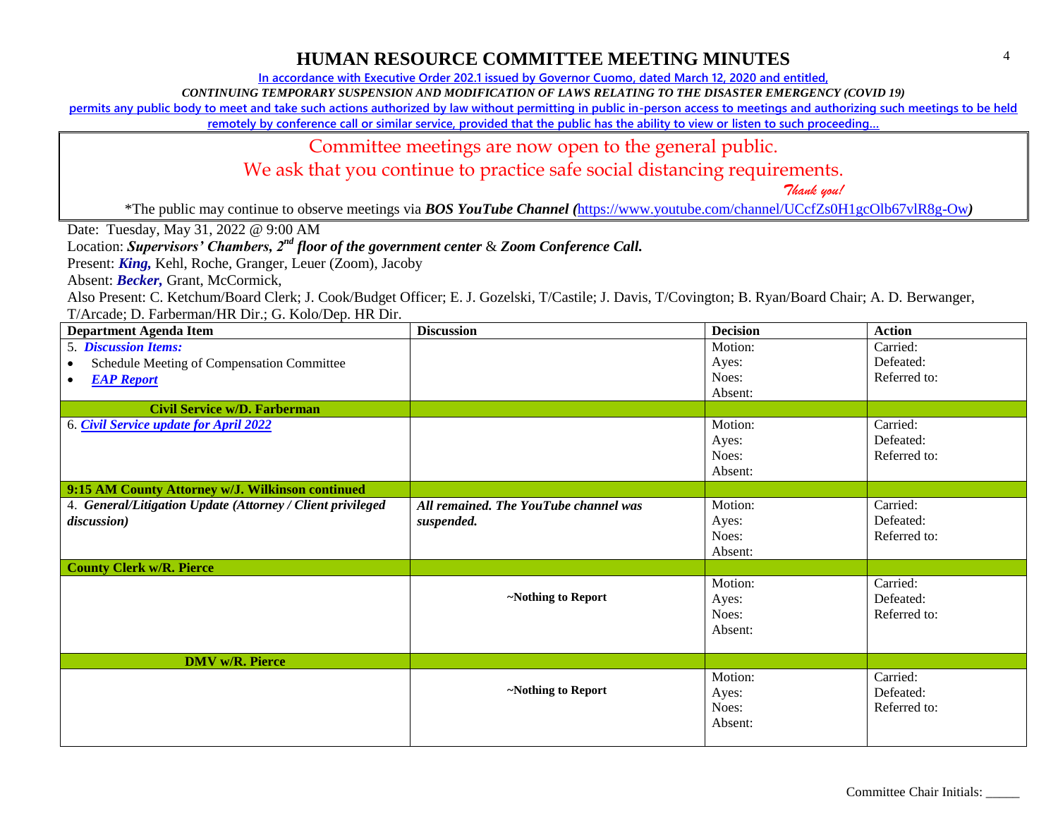# HUMAN RESOURCE COMMITTEE MEETING MINUTES

In accordance with Executive Order 202.1 issued by Governor Cuomo, dated March 12, 2020 and entitled,

*CONTINUING TEMPORARY SUSPENSION AND MODIFICATION OF LAWS RELATING TO THE DISASTER EMERGENCY (COVID 19)*

permits any public body to meet and take such actions authorized by law without permitting in public in-person access to meetings and authorizing such meetings to be held remotely by conference call or similar service, provided that the public has the ability to view or listen to such proceeding…

Committee meetings are now open to the general public.

We ask that you continue to practice safe social distancing requirements.

*Thank you!*

*The public may continue to observe meetings via ***BOS YouTube Channel (***https://www.youtube.com/channel/UCcfZs0H1gcOlb67vlR8g-Ow***)***

Date: Tuesday, May 31, 2022 @ 9:00 AM

Location: ***Supervisors' Chambers, 2nd floor of the government center*** & ***Zoom Conference Call.***

Present: ***King,*** Kehl, Roche, Granger, Leuer (Zoom), Jacoby

Absent: ***Becker,*** Grant, McCormick,

Also Present: C. Ketchum/Board Clerk; J. Cook/Budget Officer; E. J. Gozelski, T/Castile; J. Davis, T/Covington; B. Ryan/Board Chair; A. D. Berwanger, T/Arcade; D. Farberman/HR Dir.; G. Kolo/Dep. HR Dir.

| Department Agenda Item | Discussion | Decision | Action |
|---|---|---|---|
| 5. ***Discussion Items:***<br>• Schedule Meeting of Compensation Committee<br>• ***EAP Report*** | | Motion:<br>Ayes:<br>Noes:<br>Absent: | Carried:<br>Defeated:<br>Referred to: |
| **Civil Service w/D. Farberman** | | | |
| 6. ***Civil Service update for April 2022*** | | Motion:<br>Ayes:<br>Noes:<br>Absent: | Carried:<br>Defeated:<br>Referred to: |
| **9:15 AM County Attorney w/J. Wilkinson continued** | | | |
| 4. ***General/Litigation Update (Attorney / Client privileged discussion)*** | ***All remained. The YouTube channel was suspended.*** | Motion:<br>Ayes:<br>Noes:<br>Absent: | Carried:<br>Defeated:<br>Referred to: |
| **County Clerk w/R. Pierce** | | | |
| | **~Nothing to Report** | Motion:<br>Ayes:<br>Noes:<br>Absent: | Carried:<br>Defeated:<br>Referred to: |
| **DMV w/R. Pierce** | | | |
| | **~Nothing to Report** | Motion:<br>Ayes:<br>Noes:<br>Absent: | Carried:<br>Defeated:<br>Referred to: |

Committee Chair Initials: _____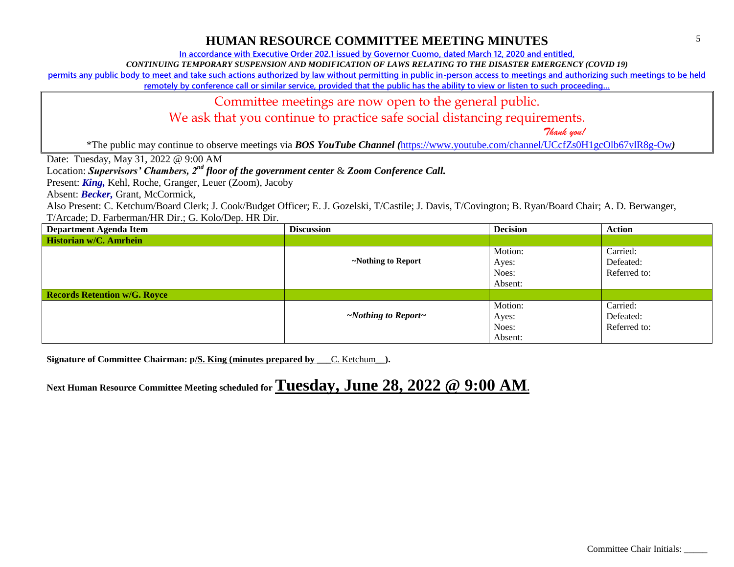# HUMAN RESOURCE COMMITTEE MEETING MINUTES

In accordance with Executive Order 202.1 issued by Governor Cuomo, dated March 12, 2020 and entitled,

*CONTINUING TEMPORARY SUSPENSION AND MODIFICATION OF LAWS RELATING TO THE DISASTER EMERGENCY (COVID 19)*

permits any public body to meet and take such actions authorized by law without permitting in public in-person access to meetings and authorizing such meetings to be held remotely by conference call or similar service, provided that the public has the ability to view or listen to such proceeding…

Committee meetings are now open to the general public.

We ask that you continue to practice safe social distancing requirements.

*Thank you!*

*The public may continue to observe meetings via ***BOS YouTube Channel (***https://www.youtube.com/channel/UCcfZs0H1gcOlb67vlR8g-Ow***)***

Date: Tuesday, May 31, 2022 @ 9:00 AM

Location: ***Supervisors' Chambers, 2nd floor of the government center*** & ***Zoom Conference Call.***

Present: ***King,*** Kehl, Roche, Granger, Leuer (Zoom), Jacoby

Absent: ***Becker,*** Grant, McCormick,

Also Present: C. Ketchum/Board Clerk; J. Cook/Budget Officer; E. J. Gozelski, T/Castile; J. Davis, T/Covington; B. Ryan/Board Chair; A. D. Berwanger, T/Arcade; D. Farberman/HR Dir.; G. Kolo/Dep. HR Dir.

| Department Agenda Item | Discussion | Decision | Action |
|---|---|---|---|
| **Historian w/C. Amrhein** | | | |
| | **~Nothing to Report** | Motion:<br>Ayes:<br>Noes:<br>Absent: | Carried:<br>Defeated:<br>Referred to: |
| **Records Retention w/G. Royce** | | | |
| | ***~Nothing to Report~*** | Motion:<br>Ayes:<br>Noes:<br>Absent: | Carried:<br>Defeated:<br>Referred to: |

**Signature of Committee Chairman: p/S. King (minutes prepared by \_\_\_C. Ketchum\_\_).**

**Next Human Resource Committee Meeting scheduled for Tuesday, June 28, 2022 @ 9:00 AM.**

Committee Chair Initials: \_\_\_\_\_